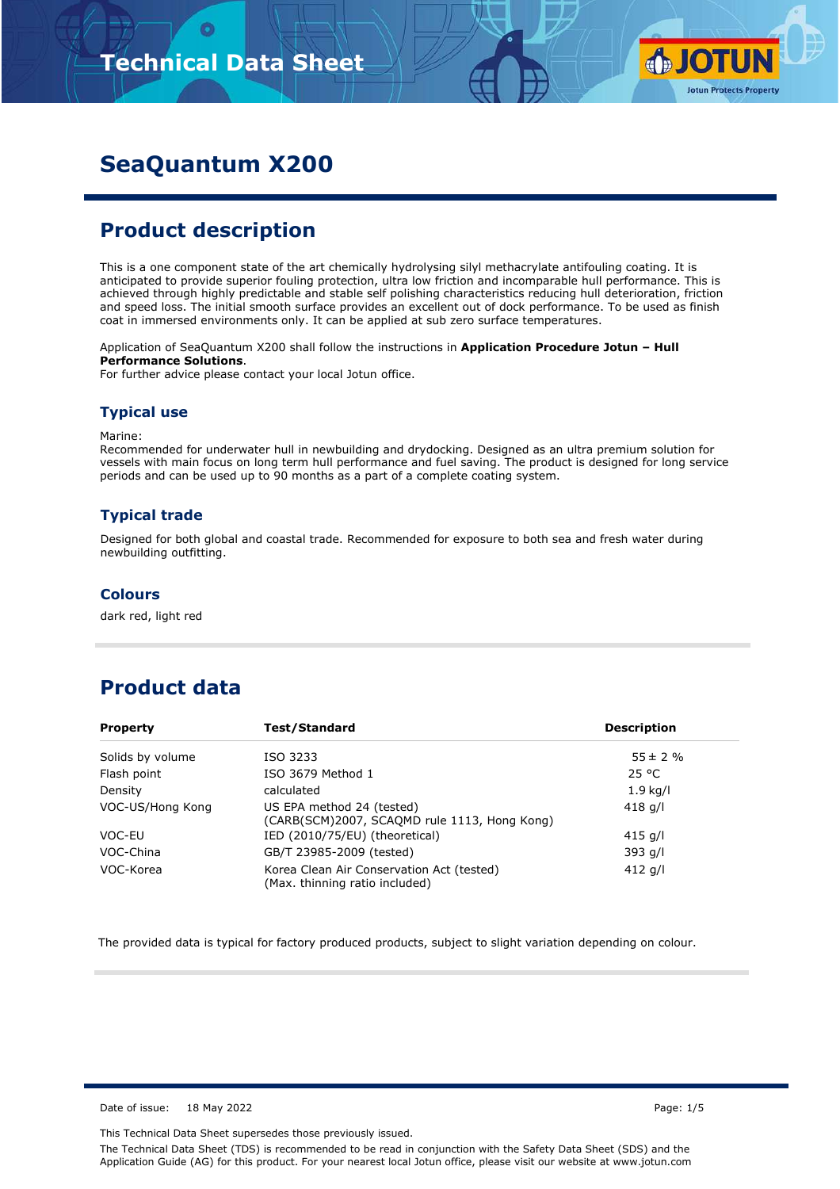# SeaQuantum X200

## Product description

This is a one component state of the art chemically hydrolysing silyl methacrylate antifouling coating. It is anticipated to provide superior fouling protection, ultra low friction and incomparable hull performance. This is achieved through highly predictable and stable self polishing characteristics reducing hull deterioration, friction and speed loss. The initial smooth surface provides an excellent out of dock performance. To be used as finish coat in immersed environments only. It can be applied at sub zero surface temperatures.

Application of SeaQuantum X200 shall follow the instructions in **Application Procedure Jotun – Hull Performance Solutions**.
For further advice please contact your local Jotun office.

### Typical use

Marine:
Recommended for underwater hull in newbuilding and drydocking. Designed as an ultra premium solution for vessels with main focus on long term hull performance and fuel saving. The product is designed for long service periods and can be used up to 90 months as a part of a complete coating system.

### Typical trade

Designed for both global and coastal trade. Recommended for exposure to both sea and fresh water during newbuilding outfitting.

### Colours

dark red, light red

## Product data

| Property | Test/Standard | Description |
|---|---|---|
| Solids by volume | ISO 3233 | 55 ± 2 % |
| Flash point | ISO 3679 Method 1 | 25 °C |
| Density | calculated | 1.9 kg/l |
| VOC-US/Hong Kong | US EPA method 24 (tested) (CARB(SCM)2007, SCAQMD rule 1113, Hong Kong) | 418 g/l |
| VOC-EU | IED (2010/75/EU) (theoretical) | 415 g/l |
| VOC-China | GB/T 23985-2009 (tested) | 393 g/l |
| VOC-Korea | Korea Clean Air Conservation Act (tested) (Max. thinning ratio included) | 412 g/l |

The provided data is typical for factory produced products, subject to slight variation depending on colour.

Date of issue: 18 May 2022

This Technical Data Sheet supersedes those previously issued.

The Technical Data Sheet (TDS) is recommended to be read in conjunction with the Safety Data Sheet (SDS) and the Application Guide (AG) for this product. For your nearest local Jotun office, please visit our website at www.jotun.com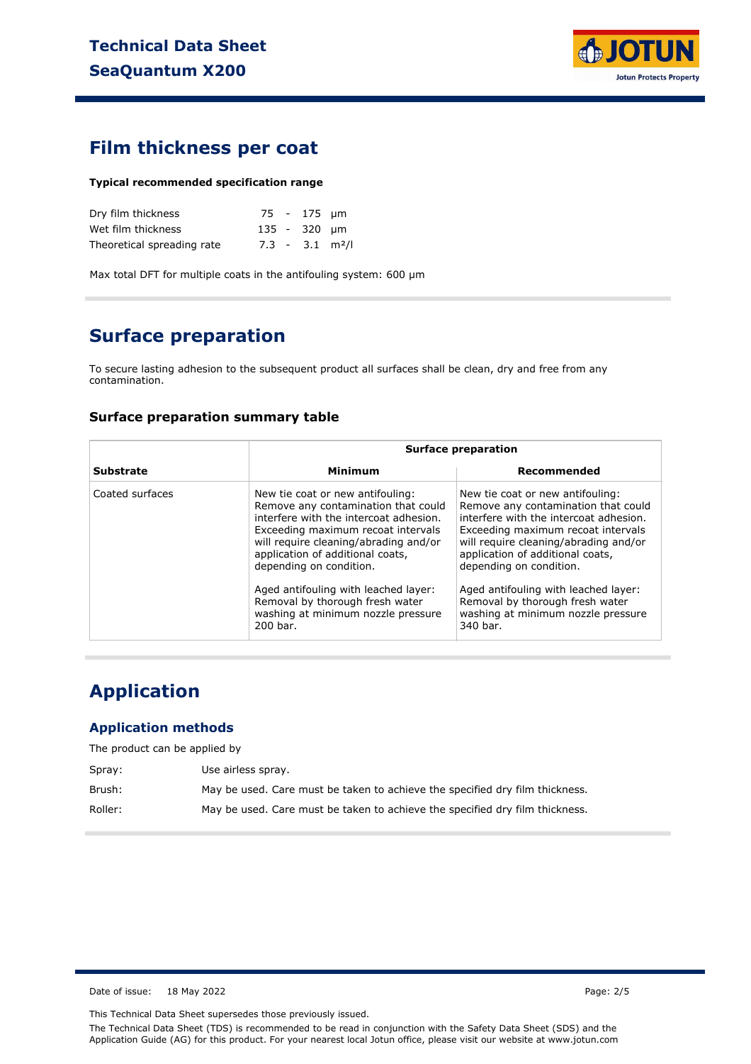## Film thickness per coat

**Typical recommended specification range**

| | | | |
|---|---|---|---|
| Dry film thickness | 75 - 175 | μm |
| Wet film thickness | 135 - 320 | μm |
| Theoretical spreading rate | 7.3 - 3.1 | $m^2/l$ |

Max total DFT for multiple coats in the antifouling system: 600 μm

## Surface preparation

To secure lasting adhesion to the subsequent product all surfaces shall be clean, dry and free from any contamination.

### Surface preparation summary table

| | Surface preparation | |
|---|---|---|
| **Substrate** | **Minimum** | **Recommended** |
| Coated surfaces | New tie coat or new antifouling: Remove any contamination that could interfere with the intercoat adhesion. Exceeding maximum recoat intervals will require cleaning/abrading and/or application of additional coats, depending on condition.<br><br>Aged antifouling with leached layer: Removal by thorough fresh water washing at minimum nozzle pressure 200 bar. | New tie coat or new antifouling: Remove any contamination that could interfere with the intercoat adhesion. Exceeding maximum recoat intervals will require cleaning/abrading and/or application of additional coats, depending on condition.<br><br>Aged antifouling with leached layer: Removal by thorough fresh water washing at minimum nozzle pressure 340 bar. |

## Application

### Application methods

The product can be applied by

| | |
|---|---|
| Spray: | Use airless spray. |
| Brush: | May be used. Care must be taken to achieve the specified dry film thickness. |
| Roller: | May be used. Care must be taken to achieve the specified dry film thickness. |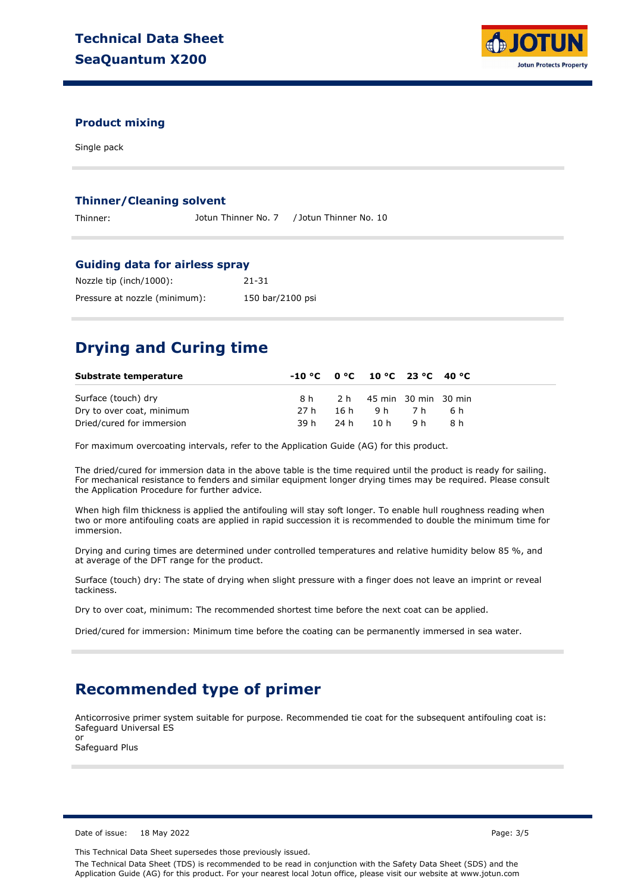### Product mixing

Single pack

### Thinner/Cleaning solvent

| | |
|---|---|
| Thinner: | Jotun Thinner No. 7 / Jotun Thinner No. 10 |

### Guiding data for airless spray

| | |
|---|---|
| Nozzle tip (inch/1000): | 21-31 |
| Pressure at nozzle (minimum): | 150 bar/2100 psi |

## Drying and Curing time

| Substrate temperature | -10 °C | 0 °C | 10 °C | 23 °C | 40 °C |
|---|---|---|---|---|---|
| Surface (touch) dry | 8 h | 2 h | 45 min | 30 min | 30 min |
| Dry to over coat, minimum | 27 h | 16 h | 9 h | 7 h | 6 h |
| Dried/cured for immersion | 39 h | 24 h | 10 h | 9 h | 8 h |

For maximum overcoating intervals, refer to the Application Guide (AG) for this product.

The dried/cured for immersion data in the above table is the time required until the product is ready for sailing. For mechanical resistance to fenders and similar equipment longer drying times may be required. Please consult the Application Procedure for further advice.

When high film thickness is applied the antifouling will stay soft longer. To enable hull roughness reading when two or more antifouling coats are applied in rapid succession it is recommended to double the minimum time for immersion.

Drying and curing times are determined under controlled temperatures and relative humidity below 85 %, and at average of the DFT range for the product.

Surface (touch) dry: The state of drying when slight pressure with a finger does not leave an imprint or reveal tackiness.

Dry to over coat, minimum: The recommended shortest time before the next coat can be applied.

Dried/cured for immersion: Minimum time before the coating can be permanently immersed in sea water.

## Recommended type of primer

Anticorrosive primer system suitable for purpose. Recommended tie coat for the subsequent antifouling coat is:
Safeguard Universal ES
or
Safeguard Plus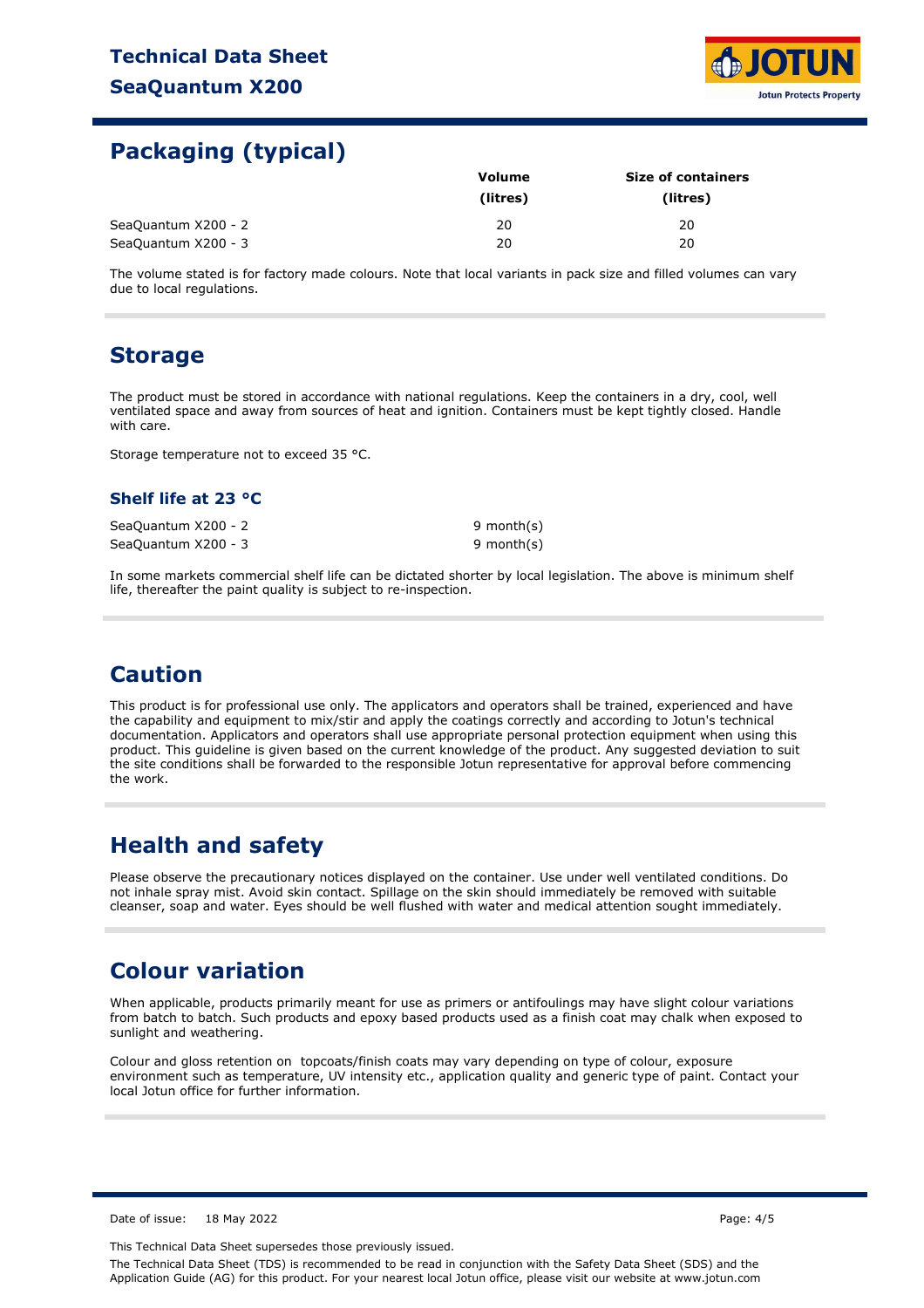## Packaging (typical)

| | Volume (litres) | Size of containers (litres) |
|---|---|---|
| SeaQuantum X200 - 2 | 20 | 20 |
| SeaQuantum X200 - 3 | 20 | 20 |

The volume stated is for factory made colours. Note that local variants in pack size and filled volumes can vary due to local regulations.

## Storage

The product must be stored in accordance with national regulations. Keep the containers in a dry, cool, well ventilated space and away from sources of heat and ignition. Containers must be kept tightly closed. Handle with care.

Storage temperature not to exceed 35 °C.

### Shelf life at 23 °C

| | |
|---|---|
| SeaQuantum X200 - 2 | 9 month(s) |
| SeaQuantum X200 - 3 | 9 month(s) |

In some markets commercial shelf life can be dictated shorter by local legislation. The above is minimum shelf life, thereafter the paint quality is subject to re-inspection.

## Caution

This product is for professional use only. The applicators and operators shall be trained, experienced and have the capability and equipment to mix/stir and apply the coatings correctly and according to Jotun's technical documentation. Applicators and operators shall use appropriate personal protection equipment when using this product. This guideline is given based on the current knowledge of the product. Any suggested deviation to suit the site conditions shall be forwarded to the responsible Jotun representative for approval before commencing the work.

## Health and safety

Please observe the precautionary notices displayed on the container. Use under well ventilated conditions. Do not inhale spray mist. Avoid skin contact. Spillage on the skin should immediately be removed with suitable cleanser, soap and water. Eyes should be well flushed with water and medical attention sought immediately.

## Colour variation

When applicable, products primarily meant for use as primers or antifoulings may have slight colour variations from batch to batch. Such products and epoxy based products used as a finish coat may chalk when exposed to sunlight and weathering.

Colour and gloss retention on topcoats/finish coats may vary depending on type of colour, exposure environment such as temperature, UV intensity etc., application quality and generic type of paint. Contact your local Jotun office for further information.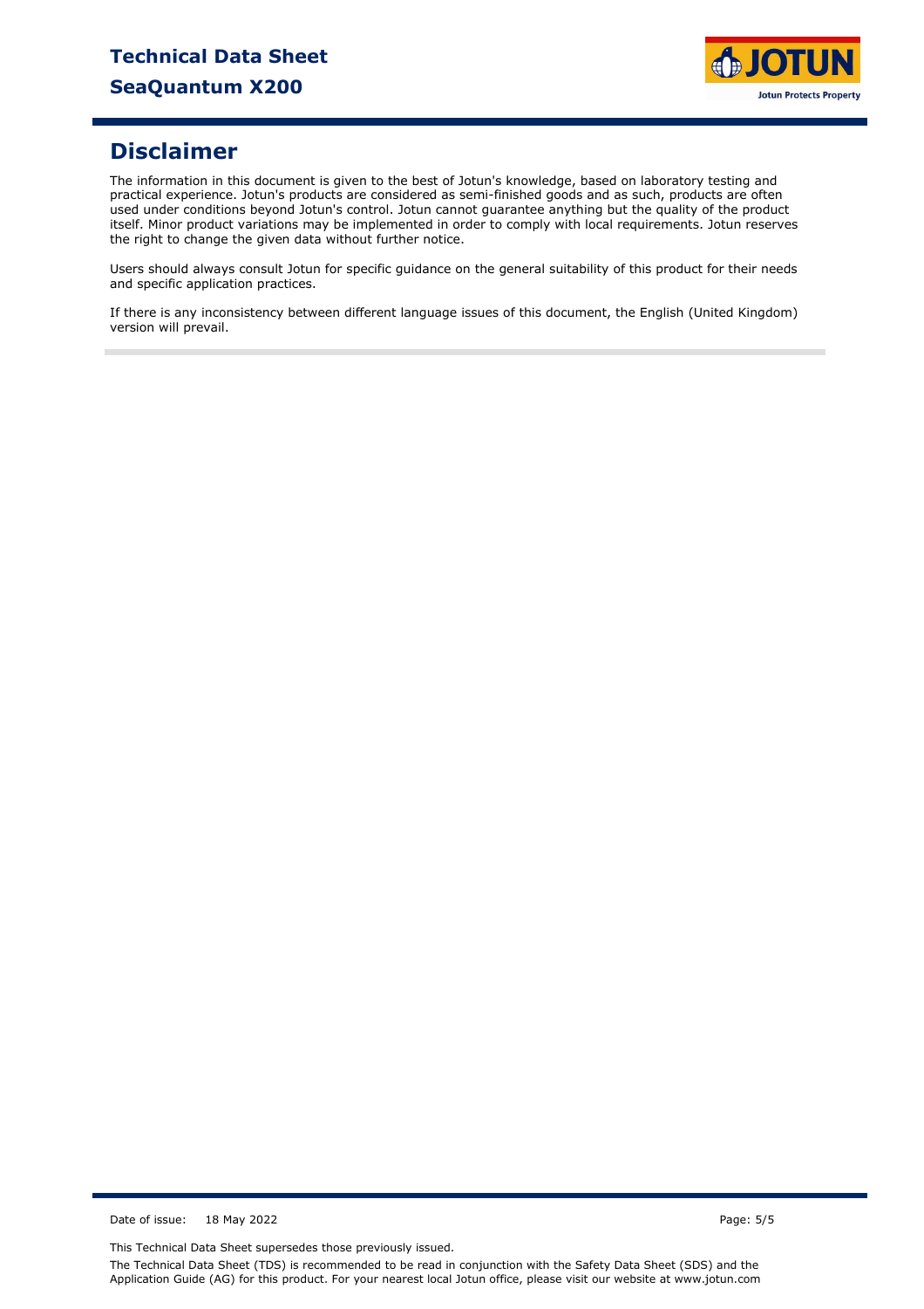## Disclaimer

The information in this document is given to the best of Jotun's knowledge, based on laboratory testing and practical experience. Jotun's products are considered as semi-finished goods and as such, products are often used under conditions beyond Jotun's control. Jotun cannot guarantee anything but the quality of the product itself. Minor product variations may be implemented in order to comply with local requirements. Jotun reserves the right to change the given data without further notice.

Users should always consult Jotun for specific guidance on the general suitability of this product for their needs and specific application practices.

If there is any inconsistency between different language issues of this document, the English (United Kingdom) version will prevail.